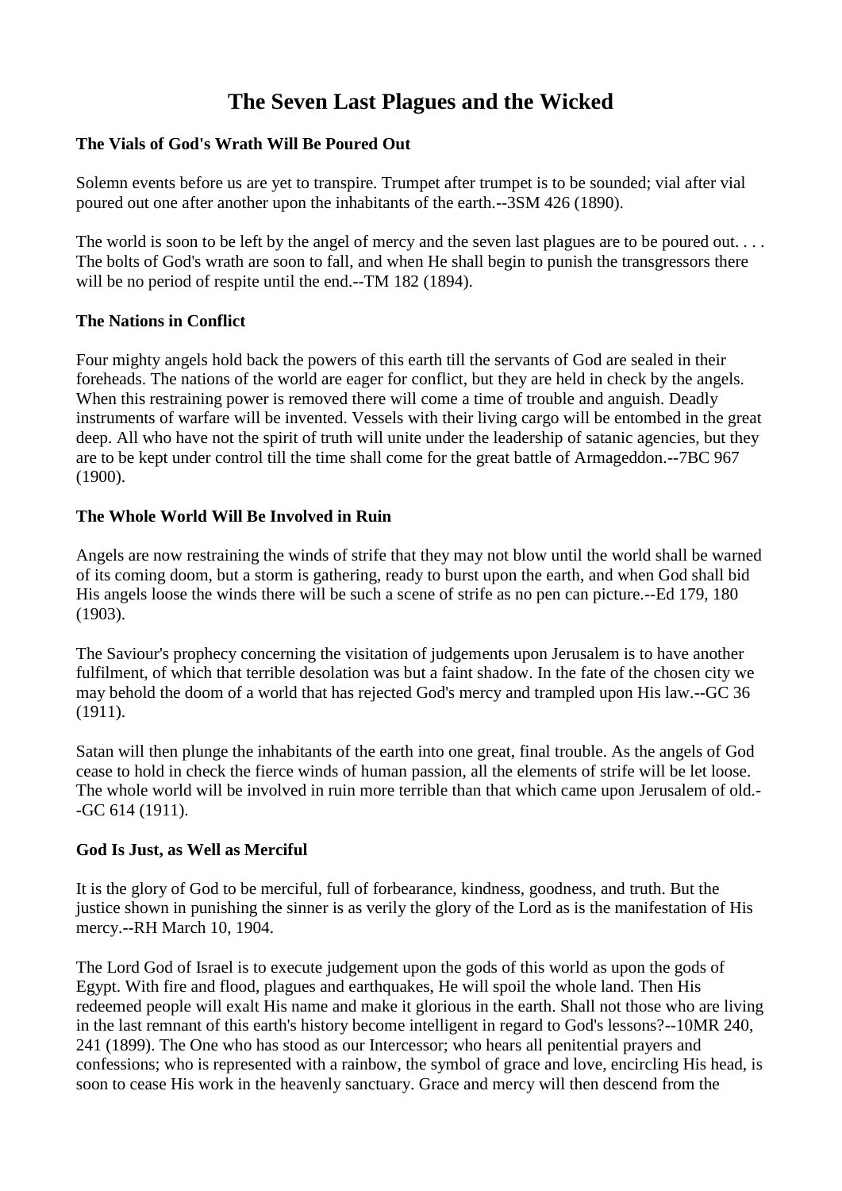# The Seven Last Plagues and the Wicked

### The Vials of God's Wrath Will Be Poured Out

Solemn events before us are yet to transpire. Trumpet after trumpet is to be sounded; vial after vial poured out one after another upon the inhabitants of the earth.--3SM 426 (1890).

The world is soon to be left by the angel of mercy and the seven last plagues are to be poured out. . . . The bolts of God's wrath are soon to fall, and when He shall begin to punish the transgressors there will be no period of respite until the end.--TM 182 (1894).

### The Nations in Conflict

Four mighty angels hold back the powers of this earth till the servants of God are sealed in their foreheads. The nations of the world are eager for conflict, but they are held in check by the angels. When this restraining power is removed there will come a time of trouble and anguish. Deadly instruments of warfare will be invented. Vessels with their living cargo will be entombed in the great deep. All who have not the spirit of truth will unite under the leadership of satanic agencies, but they are to be kept under control till the time shall come for the great battle of Armageddon.--7BC 967 (1900).

### The Whole World Will Be Involved in Ruin

Angels are now restraining the winds of strife that they may not blow until the world shall be warned of its coming doom, but a storm is gathering, ready to burst upon the earth, and when God shall bid His angels loose the winds there will be such a scene of strife as no pen can picture.--Ed 179, 180 (1903).

The Saviour's prophecy concerning the visitation of judgements upon Jerusalem is to have another fulfilment, of which that terrible desolation was but a faint shadow. In the fate of the chosen city we may behold the doom of a world that has rejected God's mercy and trampled upon His law.--GC 36 (1911).

Satan will then plunge the inhabitants of the earth into one great, final trouble. As the angels of God cease to hold in check the fierce winds of human passion, all the elements of strife will be let loose. The whole world will be involved in ruin more terrible than that which came upon Jerusalem of old.--GC 614 (1911).

### God Is Just, as Well as Merciful

It is the glory of God to be merciful, full of forbearance, kindness, goodness, and truth. But the justice shown in punishing the sinner is as verily the glory of the Lord as is the manifestation of His mercy.--RH March 10, 1904.

The Lord God of Israel is to execute judgement upon the gods of this world as upon the gods of Egypt. With fire and flood, plagues and earthquakes, He will spoil the whole land. Then His redeemed people will exalt His name and make it glorious in the earth. Shall not those who are living in the last remnant of this earth's history become intelligent in regard to God's lessons?--10MR 240, 241 (1899). The One who has stood as our Intercessor; who hears all penitential prayers and confessions; who is represented with a rainbow, the symbol of grace and love, encircling His head, is soon to cease His work in the heavenly sanctuary. Grace and mercy will then descend from the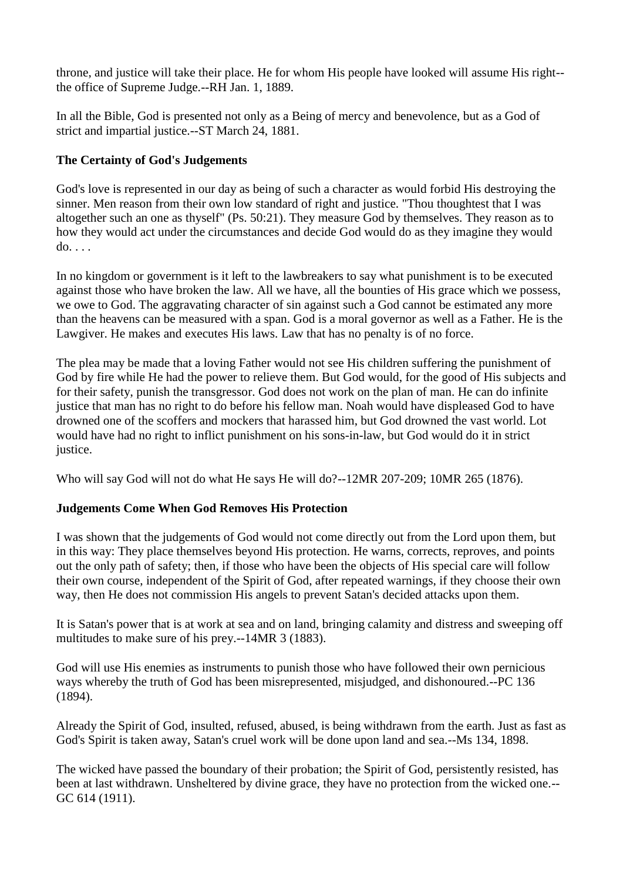throne, and justice will take their place. He for whom His people have looked will assume His right--the office of Supreme Judge.--RH Jan. 1, 1889.

In all the Bible, God is presented not only as a Being of mercy and benevolence, but as a God of strict and impartial justice.--ST March 24, 1881.

### The Certainty of God's Judgements

God's love is represented in our day as being of such a character as would forbid His destroying the sinner. Men reason from their own low standard of right and justice. "Thou thoughtest that I was altogether such an one as thyself" (Ps. 50:21). They measure God by themselves. They reason as to how they would act under the circumstances and decide God would do as they imagine they would do. . . .

In no kingdom or government is it left to the lawbreakers to say what punishment is to be executed against those who have broken the law. All we have, all the bounties of His grace which we possess, we owe to God. The aggravating character of sin against such a God cannot be estimated any more than the heavens can be measured with a span. God is a moral governor as well as a Father. He is the Lawgiver. He makes and executes His laws. Law that has no penalty is of no force.

The plea may be made that a loving Father would not see His children suffering the punishment of God by fire while He had the power to relieve them. But God would, for the good of His subjects and for their safety, punish the transgressor. God does not work on the plan of man. He can do infinite justice that man has no right to do before his fellow man. Noah would have displeased God to have drowned one of the scoffers and mockers that harassed him, but God drowned the vast world. Lot would have had no right to inflict punishment on his sons-in-law, but God would do it in strict justice.

Who will say God will not do what He says He will do?--12MR 207-209; 10MR 265 (1876).

### Judgements Come When God Removes His Protection

I was shown that the judgements of God would not come directly out from the Lord upon them, but in this way: They place themselves beyond His protection. He warns, corrects, reproves, and points out the only path of safety; then, if those who have been the objects of His special care will follow their own course, independent of the Spirit of God, after repeated warnings, if they choose their own way, then He does not commission His angels to prevent Satan's decided attacks upon them.

It is Satan's power that is at work at sea and on land, bringing calamity and distress and sweeping off multitudes to make sure of his prey.--14MR 3 (1883).

God will use His enemies as instruments to punish those who have followed their own pernicious ways whereby the truth of God has been misrepresented, misjudged, and dishonoured.--PC 136 (1894).

Already the Spirit of God, insulted, refused, abused, is being withdrawn from the earth. Just as fast as God's Spirit is taken away, Satan's cruel work will be done upon land and sea.--Ms 134, 1898.

The wicked have passed the boundary of their probation; the Spirit of God, persistently resisted, has been at last withdrawn. Unsheltered by divine grace, they have no protection from the wicked one.--GC 614 (1911).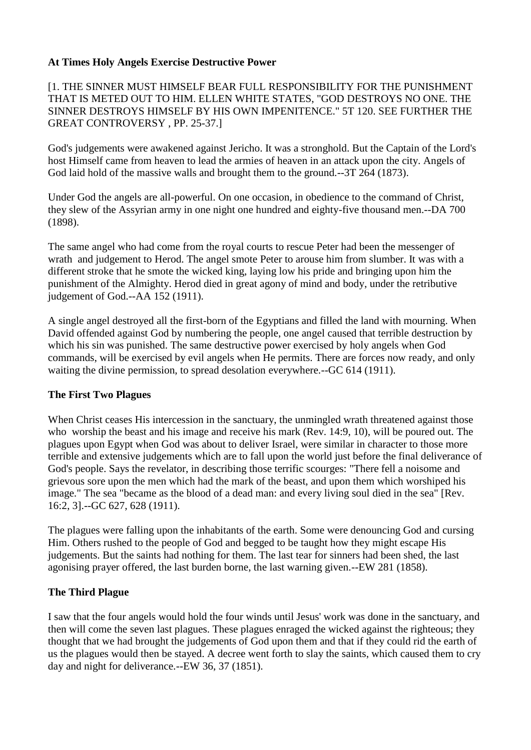**At Times Holy Angels Exercise Destructive Power**

[1. THE SINNER MUST HIMSELF BEAR FULL RESPONSIBILITY FOR THE PUNISHMENT THAT IS METED OUT TO HIM. ELLEN WHITE STATES, "GOD DESTROYS NO ONE. THE SINNER DESTROYS HIMSELF BY HIS OWN IMPENITENCE." 5T 120. SEE FURTHER THE GREAT CONTROVERSY , PP. 25-37.]

God's judgements were awakened against Jericho. It was a stronghold. But the Captain of the Lord's host Himself came from heaven to lead the armies of heaven in an attack upon the city. Angels of God laid hold of the massive walls and brought them to the ground.--3T 264 (1873).

Under God the angels are all-powerful. On one occasion, in obedience to the command of Christ, they slew of the Assyrian army in one night one hundred and eighty-five thousand men.--DA 700 (1898).

The same angel who had come from the royal courts to rescue Peter had been the messenger of wrath and judgement to Herod. The angel smote Peter to arouse him from slumber. It was with a different stroke that he smote the wicked king, laying low his pride and bringing upon him the punishment of the Almighty. Herod died in great agony of mind and body, under the retributive judgement of God.--AA 152 (1911).

A single angel destroyed all the first-born of the Egyptians and filled the land with mourning. When David offended against God by numbering the people, one angel caused that terrible destruction by which his sin was punished. The same destructive power exercised by holy angels when God commands, will be exercised by evil angels when He permits. There are forces now ready, and only waiting the divine permission, to spread desolation everywhere.--GC 614 (1911).

**The First Two Plagues**

When Christ ceases His intercession in the sanctuary, the unmingled wrath threatened against those who worship the beast and his image and receive his mark (Rev. 14:9, 10), will be poured out. The plagues upon Egypt when God was about to deliver Israel, were similar in character to those more terrible and extensive judgements which are to fall upon the world just before the final deliverance of God's people. Says the revelator, in describing those terrific scourges: "There fell a noisome and grievous sore upon the men which had the mark of the beast, and upon them which worshiped his image." The sea "became as the blood of a dead man: and every living soul died in the sea" [Rev. 16:2, 3].--GC 627, 628 (1911).

The plagues were falling upon the inhabitants of the earth. Some were denouncing God and cursing Him. Others rushed to the people of God and begged to be taught how they might escape His judgements. But the saints had nothing for them. The last tear for sinners had been shed, the last agonising prayer offered, the last burden borne, the last warning given.--EW 281 (1858).

**The Third Plague**

I saw that the four angels would hold the four winds until Jesus' work was done in the sanctuary, and then will come the seven last plagues. These plagues enraged the wicked against the righteous; they thought that we had brought the judgements of God upon them and that if they could rid the earth of us the plagues would then be stayed. A decree went forth to slay the saints, which caused them to cry day and night for deliverance.--EW 36, 37 (1851).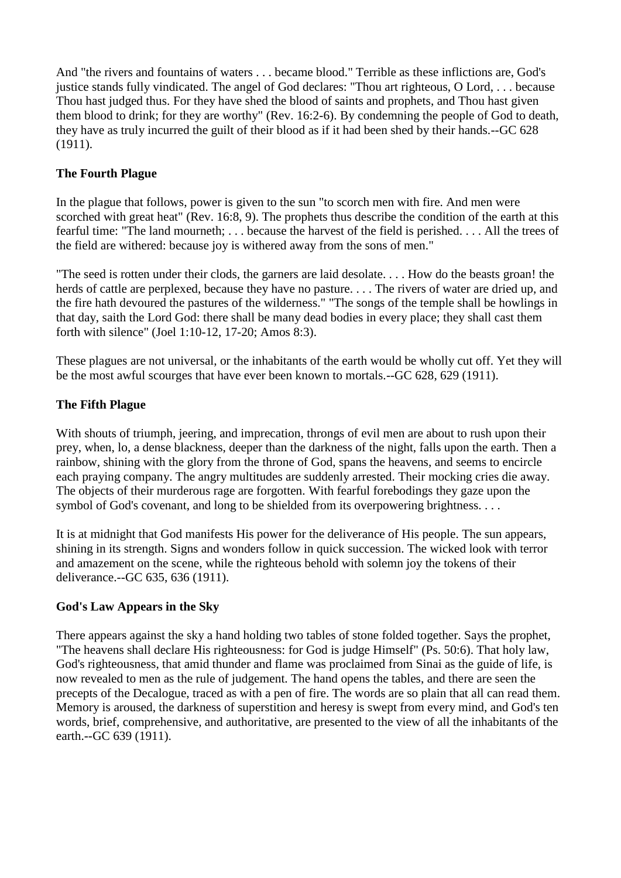And "the rivers and fountains of waters . . . became blood." Terrible as these inflictions are, God's justice stands fully vindicated. The angel of God declares: "Thou art righteous, O Lord, . . . because Thou hast judged thus. For they have shed the blood of saints and prophets, and Thou hast given them blood to drink; for they are worthy" (Rev. 16:2-6). By condemning the people of God to death, they have as truly incurred the guilt of their blood as if it had been shed by their hands.--GC 628 (1911).

### The Fourth Plague

In the plague that follows, power is given to the sun "to scorch men with fire. And men were scorched with great heat" (Rev. 16:8, 9). The prophets thus describe the condition of the earth at this fearful time: "The land mourneth; . . . because the harvest of the field is perished. . . . All the trees of the field are withered: because joy is withered away from the sons of men."

"The seed is rotten under their clods, the garners are laid desolate. . . . How do the beasts groan! the herds of cattle are perplexed, because they have no pasture. . . . The rivers of water are dried up, and the fire hath devoured the pastures of the wilderness." "The songs of the temple shall be howlings in that day, saith the Lord God: there shall be many dead bodies in every place; they shall cast them forth with silence" (Joel 1:10-12, 17-20; Amos 8:3).

These plagues are not universal, or the inhabitants of the earth would be wholly cut off. Yet they will be the most awful scourges that have ever been known to mortals.--GC 628, 629 (1911).

### The Fifth Plague

With shouts of triumph, jeering, and imprecation, throngs of evil men are about to rush upon their prey, when, lo, a dense blackness, deeper than the darkness of the night, falls upon the earth. Then a rainbow, shining with the glory from the throne of God, spans the heavens, and seems to encircle each praying company. The angry multitudes are suddenly arrested. Their mocking cries die away. The objects of their murderous rage are forgotten. With fearful forebodings they gaze upon the symbol of God's covenant, and long to be shielded from its overpowering brightness. . . .

It is at midnight that God manifests His power for the deliverance of His people. The sun appears, shining in its strength. Signs and wonders follow in quick succession. The wicked look with terror and amazement on the scene, while the righteous behold with solemn joy the tokens of their deliverance.--GC 635, 636 (1911).

### God's Law Appears in the Sky

There appears against the sky a hand holding two tables of stone folded together. Says the prophet, "The heavens shall declare His righteousness: for God is judge Himself" (Ps. 50:6). That holy law, God's righteousness, that amid thunder and flame was proclaimed from Sinai as the guide of life, is now revealed to men as the rule of judgement. The hand opens the tables, and there are seen the precepts of the Decalogue, traced as with a pen of fire. The words are so plain that all can read them. Memory is aroused, the darkness of superstition and heresy is swept from every mind, and God's ten words, brief, comprehensive, and authoritative, are presented to the view of all the inhabitants of the earth.--GC 639 (1911).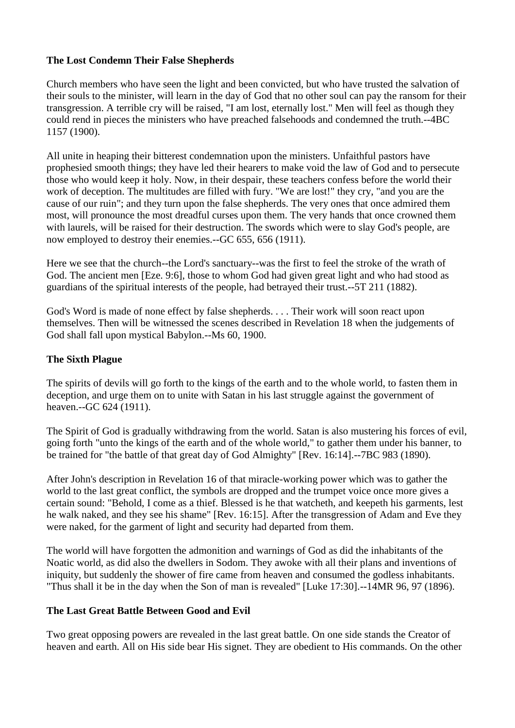**The Lost Condemn Their False Shepherds**

Church members who have seen the light and been convicted, but who have trusted the salvation of their souls to the minister, will learn in the day of God that no other soul can pay the ransom for their transgression. A terrible cry will be raised, "I am lost, eternally lost." Men will feel as though they could rend in pieces the ministers who have preached falsehoods and condemned the truth.--4BC 1157 (1900).

All unite in heaping their bitterest condemnation upon the ministers. Unfaithful pastors have prophesied smooth things; they have led their hearers to make void the law of God and to persecute those who would keep it holy. Now, in their despair, these teachers confess before the world their work of deception. The multitudes are filled with fury. "We are lost!" they cry, "and you are the cause of our ruin"; and they turn upon the false shepherds. The very ones that once admired them most, will pronounce the most dreadful curses upon them. The very hands that once crowned them with laurels, will be raised for their destruction. The swords which were to slay God's people, are now employed to destroy their enemies.--GC 655, 656 (1911).

Here we see that the church--the Lord's sanctuary--was the first to feel the stroke of the wrath of God. The ancient men [Eze. 9:6], those to whom God had given great light and who had stood as guardians of the spiritual interests of the people, had betrayed their trust.--5T 211 (1882).

God's Word is made of none effect by false shepherds. . . . Their work will soon react upon themselves. Then will be witnessed the scenes described in Revelation 18 when the judgements of God shall fall upon mystical Babylon.--Ms 60, 1900.

**The Sixth Plague**

The spirits of devils will go forth to the kings of the earth and to the whole world, to fasten them in deception, and urge them on to unite with Satan in his last struggle against the government of heaven.--GC 624 (1911).

The Spirit of God is gradually withdrawing from the world. Satan is also mustering his forces of evil, going forth "unto the kings of the earth and of the whole world," to gather them under his banner, to be trained for "the battle of that great day of God Almighty" [Rev. 16:14].--7BC 983 (1890).

After John's description in Revelation 16 of that miracle-working power which was to gather the world to the last great conflict, the symbols are dropped and the trumpet voice once more gives a certain sound: "Behold, I come as a thief. Blessed is he that watcheth, and keepeth his garments, lest he walk naked, and they see his shame" [Rev. 16:15]. After the transgression of Adam and Eve they were naked, for the garment of light and security had departed from them.

The world will have forgotten the admonition and warnings of God as did the inhabitants of the Noatic world, as did also the dwellers in Sodom. They awoke with all their plans and inventions of iniquity, but suddenly the shower of fire came from heaven and consumed the godless inhabitants. "Thus shall it be in the day when the Son of man is revealed" [Luke 17:30].--14MR 96, 97 (1896).

**The Last Great Battle Between Good and Evil**

Two great opposing powers are revealed in the last great battle. On one side stands the Creator of heaven and earth. All on His side bear His signet. They are obedient to His commands. On the other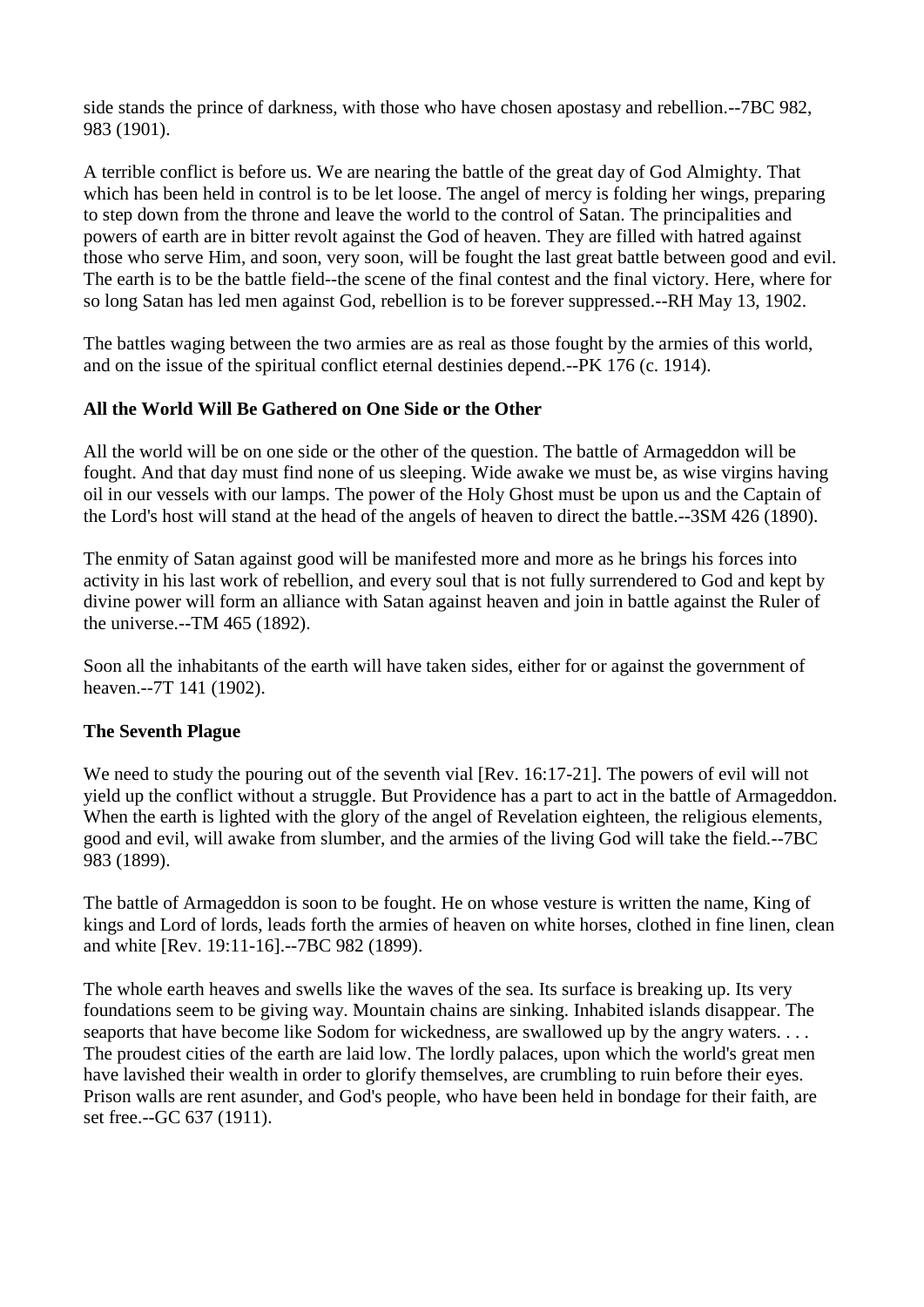side stands the prince of darkness, with those who have chosen apostasy and rebellion.--7BC 982, 983 (1901).

A terrible conflict is before us. We are nearing the battle of the great day of God Almighty. That which has been held in control is to be let loose. The angel of mercy is folding her wings, preparing to step down from the throne and leave the world to the control of Satan. The principalities and powers of earth are in bitter revolt against the God of heaven. They are filled with hatred against those who serve Him, and soon, very soon, will be fought the last great battle between good and evil. The earth is to be the battle field--the scene of the final contest and the final victory. Here, where for so long Satan has led men against God, rebellion is to be forever suppressed.--RH May 13, 1902.

The battles waging between the two armies are as real as those fought by the armies of this world, and on the issue of the spiritual conflict eternal destinies depend.--PK 176 (c. 1914).

**All the World Will Be Gathered on One Side or the Other**

All the world will be on one side or the other of the question. The battle of Armageddon will be fought. And that day must find none of us sleeping. Wide awake we must be, as wise virgins having oil in our vessels with our lamps. The power of the Holy Ghost must be upon us and the Captain of the Lord's host will stand at the head of the angels of heaven to direct the battle.--3SM 426 (1890).

The enmity of Satan against good will be manifested more and more as he brings his forces into activity in his last work of rebellion, and every soul that is not fully surrendered to God and kept by divine power will form an alliance with Satan against heaven and join in battle against the Ruler of the universe.--TM 465 (1892).

Soon all the inhabitants of the earth will have taken sides, either for or against the government of heaven.--7T 141 (1902).

**The Seventh Plague**

We need to study the pouring out of the seventh vial [Rev. 16:17-21]. The powers of evil will not yield up the conflict without a struggle. But Providence has a part to act in the battle of Armageddon. When the earth is lighted with the glory of the angel of Revelation eighteen, the religious elements, good and evil, will awake from slumber, and the armies of the living God will take the field.--7BC 983 (1899).

The battle of Armageddon is soon to be fought. He on whose vesture is written the name, King of kings and Lord of lords, leads forth the armies of heaven on white horses, clothed in fine linen, clean and white [Rev. 19:11-16].--7BC 982 (1899).

The whole earth heaves and swells like the waves of the sea. Its surface is breaking up. Its very foundations seem to be giving way. Mountain chains are sinking. Inhabited islands disappear. The seaports that have become like Sodom for wickedness, are swallowed up by the angry waters. . . . The proudest cities of the earth are laid low. The lordly palaces, upon which the world's great men have lavished their wealth in order to glorify themselves, are crumbling to ruin before their eyes. Prison walls are rent asunder, and God's people, who have been held in bondage for their faith, are set free.--GC 637 (1911).